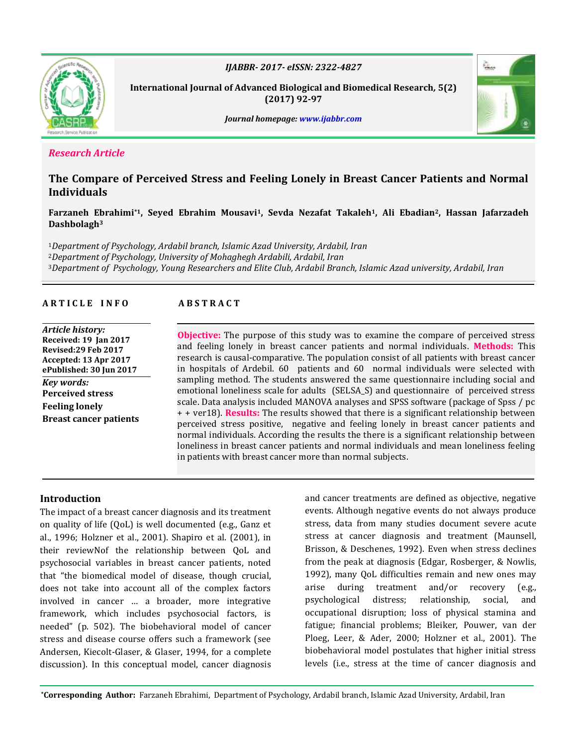*Research Article*

# The Compare of Perceived Stress and Feeling Lonely in Breast Cancer Patients and Normal Individuals

**Farzaneh Ebrahimi*[1], Seyed Ebrahim Mousavi[1], Sevda Nezafat Takaleh[1], Ali Ebadian[2], Hassan Jafarzadeh Dashbolagh[3]**

[1]*Department of Psychology, Ardabil branch, Islamic Azad University, Ardabil, Iran*
[2]*Department of Psychology, University of Mohaghegh Ardabili, Ardabil, Iran*
[3]*Department of Psychology, Young Researchers and Elite Club, Ardabil Branch, Islamic Azad university, Ardabil, Iran*

**ARTICLE INFO**

*Article history:*
**Received: 19 Jan 2017**
**Revised:29 Feb 2017**
**Accepted: 13 Apr 2017**
**ePublished: 30 Jun 2017**

*Key words:*
**Perceived stress**
**Feeling lonely**
**Breast cancer patients**

**ABSTRACT**

**Objective:** The purpose of this study was to examine the compare of perceived stress and feeling lonely in breast cancer patients and normal individuals. **Methods:** This research is causal-comparative. The population consist of all patients with breast cancer in hospitals of Ardebil. 60 patients and 60 normal individuals were selected with sampling method. The students answered the same questionnaire including social and emotional loneliness scale for adults (SELSA_S) and questionnaire of perceived stress scale. Data analysis included MANOVA analyses and SPSS software (package of Spss / pc + + ver18). **Results:** The results showed that there is a significant relationship between perceived stress positive, negative and feeling lonely in breast cancer patients and normal individuals. According the results the there is a significant relationship between loneliness in breast cancer patients and normal individuals and mean loneliness feeling in patients with breast cancer more than normal subjects.

## Introduction

The impact of a breast cancer diagnosis and its treatment on quality of life (QoL) is well documented (e.g., Ganz et al., 1996; Holzner et al., 2001). Shapiro et al. (2001), in their reviewNof the relationship between QoL and psychosocial variables in breast cancer patients, noted that "the biomedical model of disease, though crucial, does not take into account all of the complex factors involved in cancer … a broader, more integrative framework, which includes psychosocial factors, is needed" (p. 502). The biobehavioral model of cancer stress and disease course offers such a framework (see Andersen, Kiecolt-Glaser, & Glaser, 1994, for a complete discussion). In this conceptual model, cancer diagnosis and cancer treatments are defined as objective, negative events. Although negative events do not always produce stress, data from many studies document severe acute stress at cancer diagnosis and treatment (Maunsell, Brisson, & Deschenes, 1992). Even when stress declines from the peak at diagnosis (Edgar, Rosberger, & Nowlis, 1992), many QoL difficulties remain and new ones may arise during treatment and/or recovery (e.g., psychological distress; relationship, social, and occupational disruption; loss of physical stamina and fatigue; financial problems; Bleiker, Pouwer, van der Ploeg, Leer, & Ader, 2000; Holzner et al., 2001). The biobehavioral model postulates that higher initial stress levels (i.e., stress at the time of cancer diagnosis and

*Corresponding Author: Farzaneh Ebrahimi, Department of Psychology, Ardabil branch, Islamic Azad University, Ardabil, Iran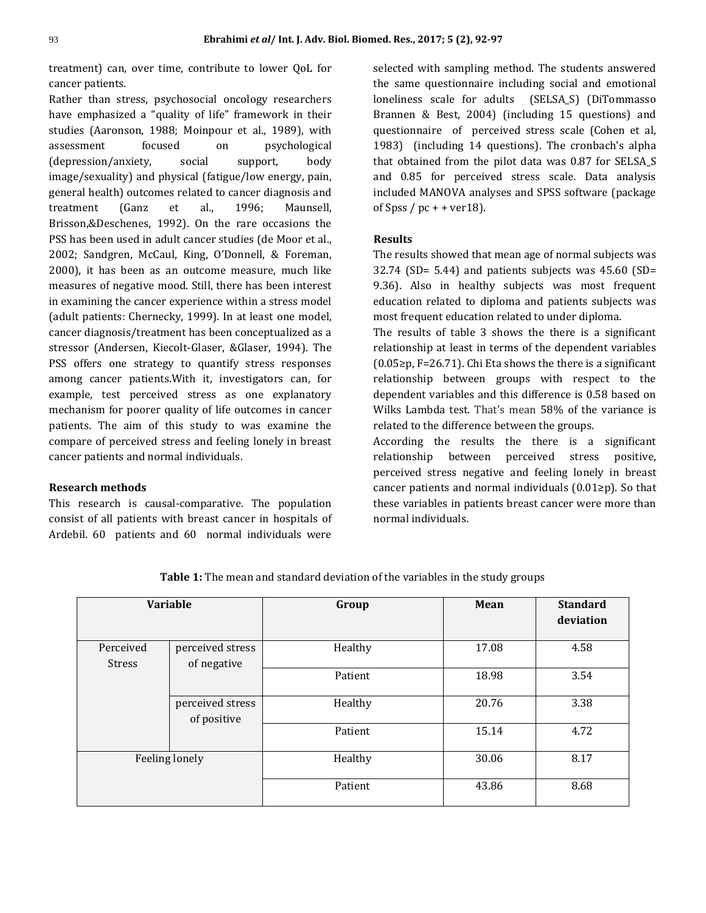treatment) can, over time, contribute to lower QoL for cancer patients.

Rather than stress, psychosocial oncology researchers have emphasized a "quality of life" framework in their studies (Aaronson, 1988; Moinpour et al., 1989), with assessment focused on psychological (depression/anxiety, social support, body image/sexuality) and physical (fatigue/low energy, pain, general health) outcomes related to cancer diagnosis and treatment (Ganz et al., 1996; Maunsell, Brisson,&Deschenes, 1992). On the rare occasions the PSS has been used in adult cancer studies (de Moor et al., 2002; Sandgren, McCaul, King, O'Donnell, & Foreman, 2000), it has been as an outcome measure, much like measures of negative mood. Still, there has been interest in examining the cancer experience within a stress model (adult patients: Chernecky, 1999). In at least one model, cancer diagnosis/treatment has been conceptualized as a stressor (Andersen, Kiecolt-Glaser, &Glaser, 1994). The PSS offers one strategy to quantify stress responses among cancer patients.With it, investigators can, for example, test perceived stress as one explanatory mechanism for poorer quality of life outcomes in cancer patients. The aim of this study to was examine the compare of perceived stress and feeling lonely in breast cancer patients and normal individuals.

## Research methods

This research is causal-comparative. The population consist of all patients with breast cancer in hospitals of Ardebil. 60 patients and 60 normal individuals were selected with sampling method. The students answered the same questionnaire including social and emotional loneliness scale for adults (SELSA_S) (DiTommasso Brannen & Best, 2004) (including 15 questions) and questionnaire of perceived stress scale (Cohen et al, 1983) (including 14 questions). The cronbach's alpha that obtained from the pilot data was 0.87 for SELSA_S and 0.85 for perceived stress scale. Data analysis included MANOVA analyses and SPSS software (package of Spss / pc + + ver18).

## Results

The results showed that mean age of normal subjects was 32.74 (SD= 5.44) and patients subjects was 45.60 (SD= 9.36). Also in healthy subjects was most frequent education related to diploma and patients subjects was most frequent education related to under diploma.

The results of table 3 shows the there is a significant relationship at least in terms of the dependent variables ($0.05 \geq p$, $F=26.71$). Chi Eta shows the there is a significant relationship between groups with respect to the dependent variables and this difference is 0.58 based on Wilks Lambda test. That's mean 58% of the variance is related to the difference between the groups.

According the results the there is a significant relationship between perceived stress positive, perceived stress negative and feeling lonely in breast cancer patients and normal individuals ($0.01 \geq p$). So that these variables in patients breast cancer were more than normal individuals.

**Table 1:** The mean and standard deviation of the variables in the study groups

| Variable | | Group | Mean | Standard deviation |
|---|---|---|---|---|
| Perceived Stress | perceived stress of negative | Healthy | 17.08 | 4.58 |
| | | Patient | 18.98 | 3.54 |
| | perceived stress of positive | Healthy | 20.76 | 3.38 |
| | | Patient | 15.14 | 4.72 |
| Feeling lonely | | Healthy | 30.06 | 8.17 |
| | | Patient | 43.86 | 8.68 |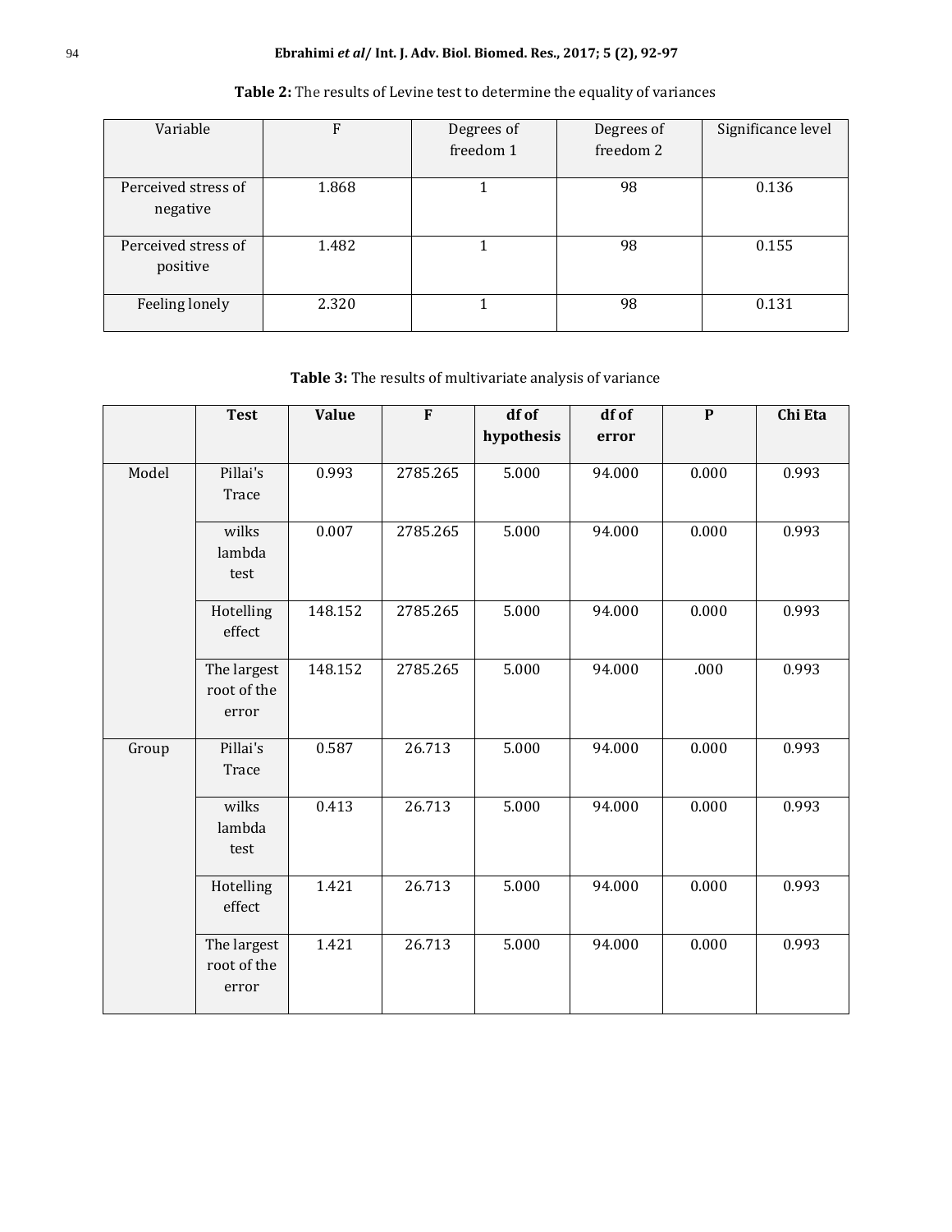**Table 2:** The results of Levine test to determine the equality of variances

| Variable | F | Degrees of freedom 1 | Degrees of freedom 2 | Significance level |
|---|---|---|---|---|
| Perceived stress of negative | 1.868 | 1 | 98 | 0.136 |
| Perceived stress of positive | 1.482 | 1 | 98 | 0.155 |
| Feeling lonely | 2.320 | 1 | 98 | 0.131 |

**Table 3:** The results of multivariate analysis of variance

| | Test | Value | F | df of hypothesis | df of error | P | Chi Eta |
|---|---|---|---|---|---|---|---|
| Model | Pillai's Trace | 0.993 | 2785.265 | 5.000 | 94.000 | 0.000 | 0.993 |
| | wilks lambda test | 0.007 | 2785.265 | 5.000 | 94.000 | 0.000 | 0.993 |
| | Hotelling effect | 148.152 | 2785.265 | 5.000 | 94.000 | 0.000 | 0.993 |
| | The largest root of the error | 148.152 | 2785.265 | 5.000 | 94.000 | .000 | 0.993 |
| Group | Pillai's Trace | 0.587 | 26.713 | 5.000 | 94.000 | 0.000 | 0.993 |
| | wilks lambda test | 0.413 | 26.713 | 5.000 | 94.000 | 0.000 | 0.993 |
| | Hotelling effect | 1.421 | 26.713 | 5.000 | 94.000 | 0.000 | 0.993 |
| | The largest root of the error | 1.421 | 26.713 | 5.000 | 94.000 | 0.000 | 0.993 |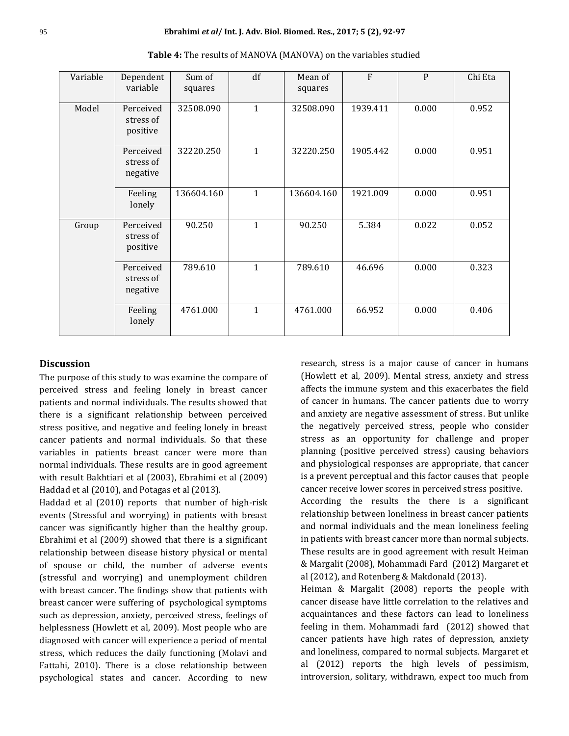**Table 4:** The results of MANOVA (MANOVA) on the variables studied

| Variable | Dependent variable | Sum of squares | df | Mean of squares | F | P | Chi Eta |
|---|---|---|---|---|---|---|---|
| Model | Perceived stress of positive | 32508.090 | 1 | 32508.090 | 1939.411 | 0.000 | 0.952 |
| | Perceived stress of negative | 32220.250 | 1 | 32220.250 | 1905.442 | 0.000 | 0.951 |
| | Feeling lonely | 136604.160 | 1 | 136604.160 | 1921.009 | 0.000 | 0.951 |
| Group | Perceived stress of positive | 90.250 | 1 | 90.250 | 5.384 | 0.022 | 0.052 |
| | Perceived stress of negative | 789.610 | 1 | 789.610 | 46.696 | 0.000 | 0.323 |
| | Feeling lonely | 4761.000 | 1 | 4761.000 | 66.952 | 0.000 | 0.406 |

## Discussion

The purpose of this study to was examine the compare of perceived stress and feeling lonely in breast cancer patients and normal individuals. The results showed that there is a significant relationship between perceived stress positive, and negative and feeling lonely in breast cancer patients and normal individuals. So that these variables in patients breast cancer were more than normal individuals. These results are in good agreement with result Bakhtiari et al (2003), Ebrahimi et al (2009) Haddad et al (2010), and Potagas et al (2013).

Haddad et al (2010) reports that number of high-risk events (Stressful and worrying) in patients with breast cancer was significantly higher than the healthy group. Ebrahimi et al (2009) showed that there is a significant relationship between disease history physical or mental of spouse or child, the number of adverse events (stressful and worrying) and unemployment children with breast cancer. The findings show that patients with breast cancer were suffering of psychological symptoms such as depression, anxiety, perceived stress, feelings of helplessness (Howlett et al, 2009). Most people who are diagnosed with cancer will experience a period of mental stress, which reduces the daily functioning (Molavi and Fattahi, 2010). There is a close relationship between psychological states and cancer. According to new research, stress is a major cause of cancer in humans (Howlett et al, 2009). Mental stress, anxiety and stress affects the immune system and this exacerbates the field of cancer in humans. The cancer patients due to worry and anxiety are negative assessment of stress. But unlike the negatively perceived stress, people who consider stress as an opportunity for challenge and proper planning (positive perceived stress) causing behaviors and physiological responses are appropriate, that cancer is a prevent perceptual and this factor causes that people cancer receive lower scores in perceived stress positive.

According the results the there is a significant relationship between loneliness in breast cancer patients and normal individuals and the mean loneliness feeling in patients with breast cancer more than normal subjects. These results are in good agreement with result Heiman & Margalit (2008), Mohammadi Fard (2012) Margaret et al (2012), and Rotenberg & Makdonald (2013).

Heiman & Margalit (2008) reports the people with cancer disease have little correlation to the relatives and acquaintances and these factors can lead to loneliness feeling in them. Mohammadi fard (2012) showed that cancer patients have high rates of depression, anxiety and loneliness, compared to normal subjects. Margaret et al (2012) reports the high levels of pessimism, introversion, solitary, withdrawn, expect too much from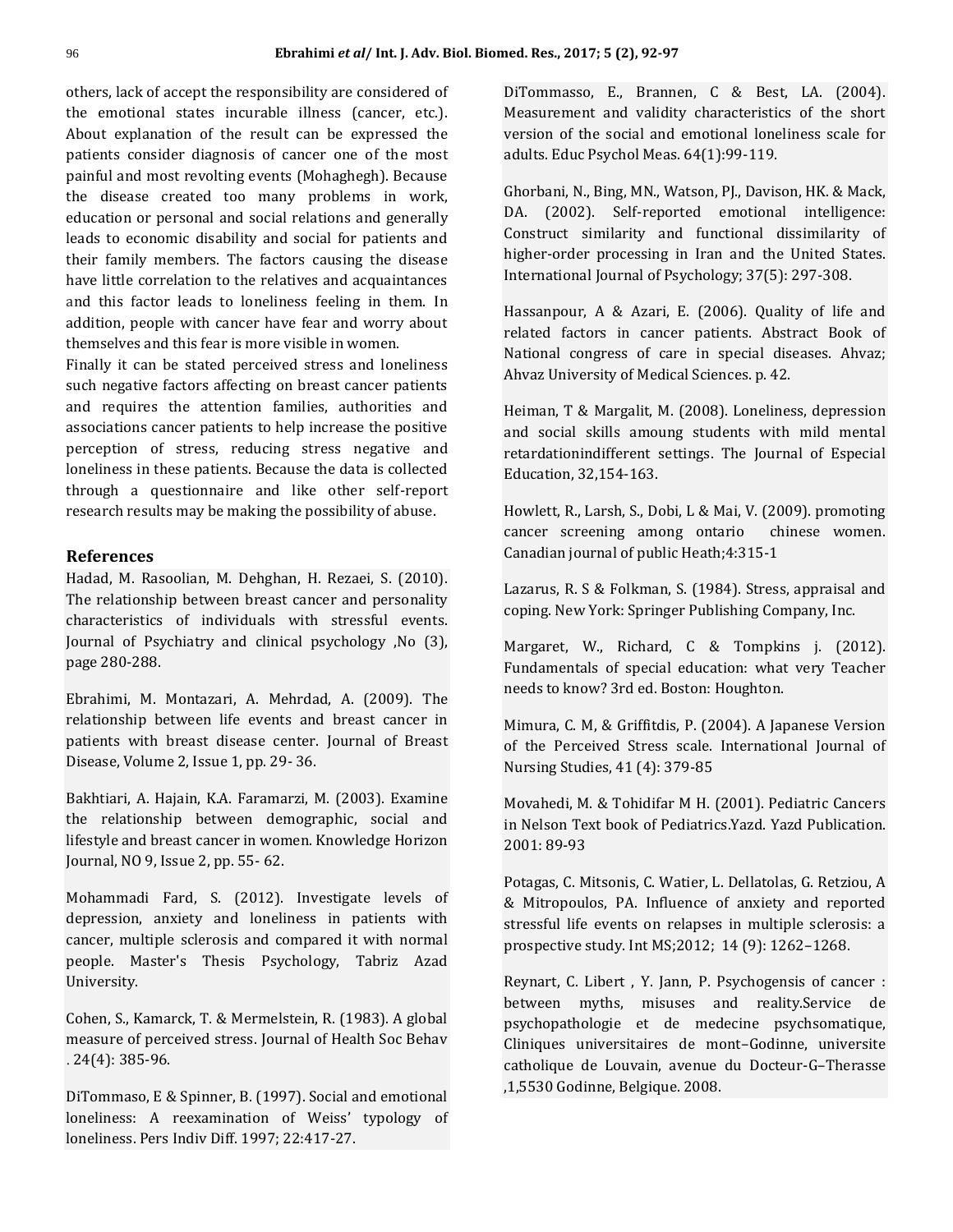others, lack of accept the responsibility are considered of the emotional states incurable illness (cancer, etc.). About explanation of the result can be expressed the patients consider diagnosis of cancer one of the most painful and most revolting events (Mohaghegh). Because the disease created too many problems in work, education or personal and social relations and generally leads to economic disability and social for patients and their family members. The factors causing the disease have little correlation to the relatives and acquaintances and this factor leads to loneliness feeling in them. In addition, people with cancer have fear and worry about themselves and this fear is more visible in women.

Finally it can be stated perceived stress and loneliness such negative factors affecting on breast cancer patients and requires the attention families, authorities and associations cancer patients to help increase the positive perception of stress, reducing stress negative and loneliness in these patients. Because the data is collected through a questionnaire and like other self-report research results may be making the possibility of abuse.

## References

Hadad, M. Rasoolian, M. Dehghan, H. Rezaei, S. (2010). The relationship between breast cancer and personality characteristics of individuals with stressful events. Journal of Psychiatry and clinical psychology ,No (3), page 280-288.

Ebrahimi, M. Montazari, A. Mehrdad, A. (2009). The relationship between life events and breast cancer in patients with breast disease center. Journal of Breast Disease, Volume 2, Issue 1, pp. 29- 36.

Bakhtiari, A. Hajain, K.A. Faramarzi, M. (2003). Examine the relationship between demographic, social and lifestyle and breast cancer in women. Knowledge Horizon Journal, NO 9, Issue 2, pp. 55- 62.

Mohammadi Fard, S. (2012). Investigate levels of depression, anxiety and loneliness in patients with cancer, multiple sclerosis and compared it with normal people. Master's Thesis Psychology, Tabriz Azad University.

Cohen, S., Kamarck, T. & Mermelstein, R. (1983). A global measure of perceived stress. Journal of Health Soc Behav . 24(4): 385-96.

DiTommaso, E & Spinner, B. (1997). Social and emotional loneliness: A reexamination of Weiss' typology of loneliness. Pers Indiv Diff. 1997; 22:417-27.

DiTommasso, E., Brannen, C & Best, LA. (2004). Measurement and validity characteristics of the short version of the social and emotional loneliness scale for adults. Educ Psychol Meas. 64(1):99-119.

Ghorbani, N., Bing, MN., Watson, PJ., Davison, HK. & Mack, DA. (2002). Self-reported emotional intelligence: Construct similarity and functional dissimilarity of higher-order processing in Iran and the United States. International Journal of Psychology; 37(5): 297-308.

Hassanpour, A & Azari, E. (2006). Quality of life and related factors in cancer patients. Abstract Book of National congress of care in special diseases. Ahvaz; Ahvaz University of Medical Sciences. p. 42.

Heiman, T & Margalit, M. (2008). Loneliness, depression and social skills amoung students with mild mental retardationindifferent settings. The Journal of Especial Education, 32,154-163.

Howlett, R., Larsh, S., Dobi, L & Mai, V. (2009). promoting cancer screening among ontario chinese women. Canadian journal of public Heath;4:315-1

Lazarus, R. S & Folkman, S. (1984). Stress, appraisal and coping. New York: Springer Publishing Company, Inc.

Margaret, W., Richard, C & Tompkins j. (2012). Fundamentals of special education: what very Teacher needs to know? 3rd ed. Boston: Houghton.

Mimura, C. M, & Griffitdis, P. (2004). A Japanese Version of the Perceived Stress scale. International Journal of Nursing Studies, 41 (4): 379-85

Movahedi, M. & Tohidifar M H. (2001). Pediatric Cancers in Nelson Text book of Pediatrics.Yazd. Yazd Publication. 2001: 89-93

Potagas, C. Mitsonis, C. Watier, L. Dellatolas, G. Retziou, A & Mitropoulos, PA. Influence of anxiety and reported stressful life events on relapses in multiple sclerosis: a prospective study. Int MS;2012; 14 (9): 1262–1268.

Reynart, C. Libert , Y. Jann, P. Psychogensis of cancer : between myths, misuses and reality.Service de psychopathologie et de medecine psychsomatique, Cliniques universitaires de mont–Godinne, universite catholique de Louvain, avenue du Docteur-G–Therasse ,1,5530 Godinne, Belgique. 2008.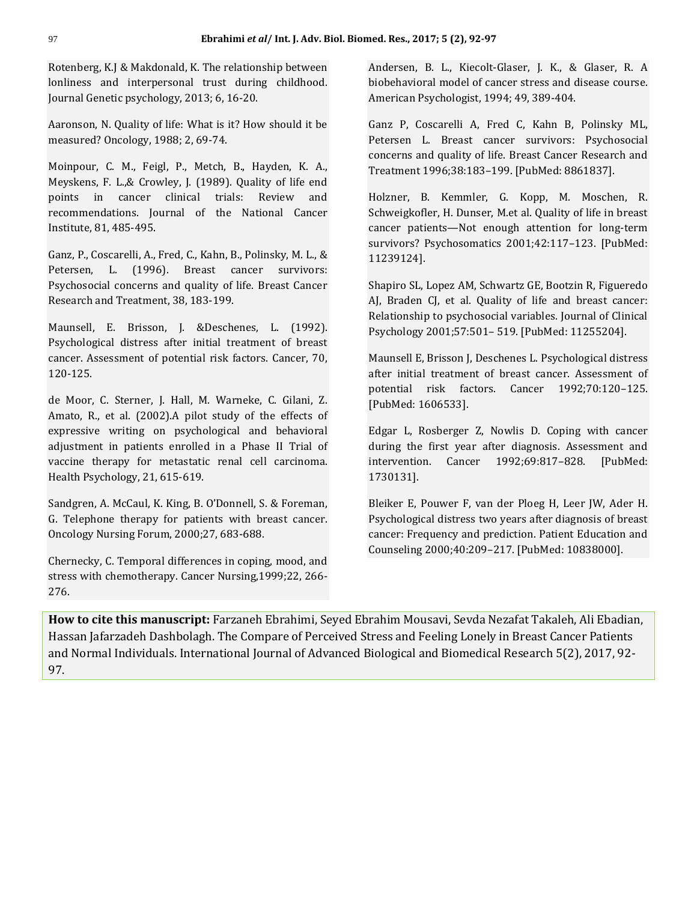Rotenberg, K.J & Makdonald, K. The relationship between lonliness and interpersonal trust during childhood. Journal Genetic psychology, 2013; 6, 16-20.

Aaronson, N. Quality of life: What is it? How should it be measured? Oncology, 1988; 2, 69-74.

Moinpour, C. M., Feigl, P., Metch, B., Hayden, K. A., Meyskens, F. L.,& Crowley, J. (1989). Quality of life end points in cancer clinical trials: Review and recommendations. Journal of the National Cancer Institute, 81, 485-495.

Ganz, P., Coscarelli, A., Fred, C., Kahn, B., Polinsky, M. L., & Petersen, L. (1996). Breast cancer survivors: Psychosocial concerns and quality of life. Breast Cancer Research and Treatment, 38, 183-199.

Maunsell, E. Brisson, J. &Deschenes, L. (1992). Psychological distress after initial treatment of breast cancer. Assessment of potential risk factors. Cancer, 70, 120-125.

de Moor, C. Sterner, J. Hall, M. Warneke, C. Gilani, Z. Amato, R., et al. (2002).A pilot study of the effects of expressive writing on psychological and behavioral adjustment in patients enrolled in a Phase II Trial of vaccine therapy for metastatic renal cell carcinoma. Health Psychology, 21, 615-619.

Sandgren, A. McCaul, K. King, B. O'Donnell, S. & Foreman, G. Telephone therapy for patients with breast cancer. Oncology Nursing Forum, 2000;27, 683-688.

Chernecky, C. Temporal differences in coping, mood, and stress with chemotherapy. Cancer Nursing,1999;22, 266-276.

Andersen, B. L., Kiecolt-Glaser, J. K., & Glaser, R. A biobehavioral model of cancer stress and disease course. American Psychologist, 1994; 49, 389-404.

Ganz P, Coscarelli A, Fred C, Kahn B, Polinsky ML, Petersen L. Breast cancer survivors: Psychosocial concerns and quality of life. Breast Cancer Research and Treatment 1996;38:183–199. [PubMed: 8861837].

Holzner, B. Kemmler, G. Kopp, M. Moschen, R. Schweigkofler, H. Dunser, M.et al. Quality of life in breast cancer patients—Not enough attention for long-term survivors? Psychosomatics 2001;42:117–123. [PubMed: 11239124].

Shapiro SL, Lopez AM, Schwartz GE, Bootzin R, Figueredo AJ, Braden CJ, et al. Quality of life and breast cancer: Relationship to psychosocial variables. Journal of Clinical Psychology 2001;57:501– 519. [PubMed: 11255204].

Maunsell E, Brisson J, Deschenes L. Psychological distress after initial treatment of breast cancer. Assessment of potential risk factors. Cancer 1992;70:120–125. [PubMed: 1606533].

Edgar L, Rosberger Z, Nowlis D. Coping with cancer during the first year after diagnosis. Assessment and intervention. Cancer 1992;69:817–828. [PubMed: 1730131].

Bleiker E, Pouwer F, van der Ploeg H, Leer JW, Ader H. Psychological distress two years after diagnosis of breast cancer: Frequency and prediction. Patient Education and Counseling 2000;40:209–217. [PubMed: 10838000].

**How to cite this manuscript:** Farzaneh Ebrahimi, Seyed Ebrahim Mousavi, Sevda Nezafat Takaleh, Ali Ebadian, Hassan Jafarzadeh Dashbolagh. The Compare of Perceived Stress and Feeling Lonely in Breast Cancer Patients and Normal Individuals. International Journal of Advanced Biological and Biomedical Research 5(2), 2017, 92-97.